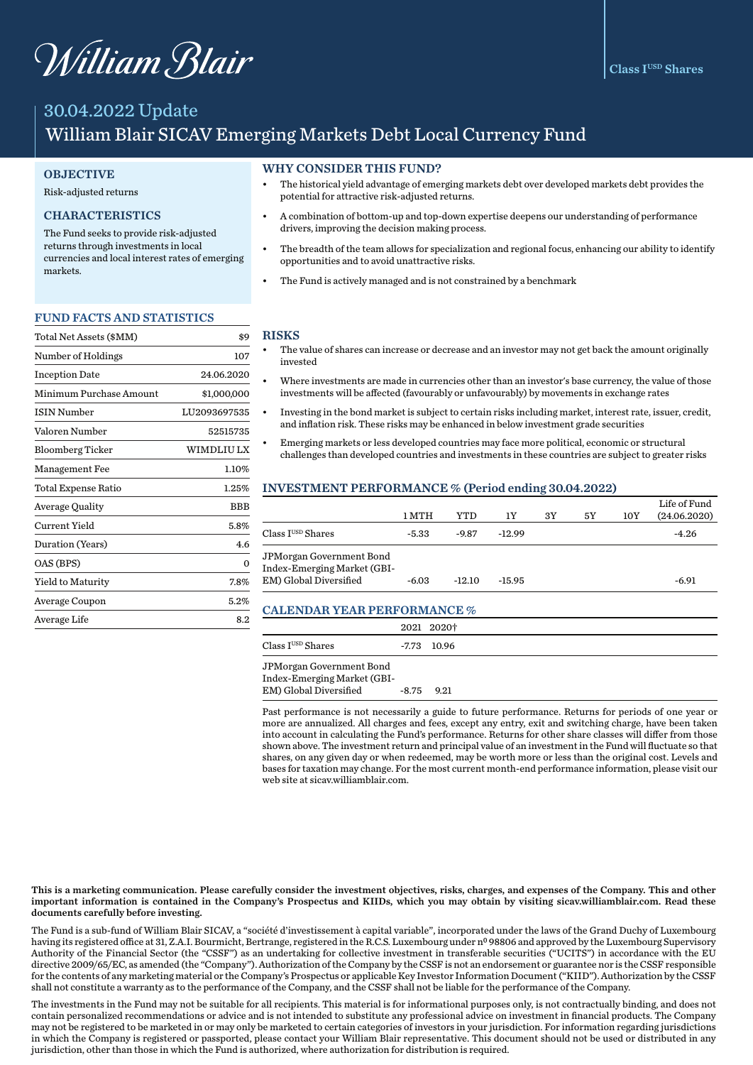William Blair

Class I$^{USD}$ Shares

# 30.04.2022 Update

# William Blair SICAV Emerging Markets Debt Local Currency Fund

## OBJECTIVE

Risk-adjusted returns

## CHARACTERISTICS

The Fund seeks to provide risk-adjusted returns through investments in local currencies and local interest rates of emerging markets.

## WHY CONSIDER THIS FUND?

- The historical yield advantage of emerging markets debt over developed markets debt provides the potential for attractive risk-adjusted returns.
- A combination of bottom-up and top-down expertise deepens our understanding of performance drivers, improving the decision making process.
- The breadth of the team allows for specialization and regional focus, enhancing our ability to identify opportunities and to avoid unattractive risks.
- The Fund is actively managed and is not constrained by a benchmark

## FUND FACTS AND STATISTICS

| | |
|---|---|
| Total Net Assets ($MM) | $9 |
| Number of Holdings | 107 |
| Inception Date | 24.06.2020 |
| Minimum Purchase Amount | $1,000,000 |
| ISIN Number | LU2093697535 |
| Valoren Number | 52515735 |
| Bloomberg Ticker | WIMDLIU LX |
| Management Fee | 1.10% |
| Total Expense Ratio | 1.25% |
| Average Quality | BBB |
| Current Yield | 5.8% |
| Duration (Years) | 4.6 |
| OAS (BPS) | 0 |
| Yield to Maturity | 7.8% |
| Average Coupon | 5.2% |
| Average Life | 8.2 |

## RISKS

- The value of shares can increase or decrease and an investor may not get back the amount originally invested
- Where investments are made in currencies other than an investor's base currency, the value of those investments will be affected (favourably or unfavourably) by movements in exchange rates
- Investing in the bond market is subject to certain risks including market, interest rate, issuer, credit, and inflation risk. These risks may be enhanced in below investment grade securities
- Emerging markets or less developed countries may face more political, economic or structural challenges than developed countries and investments in these countries are subject to greater risks

## INVESTMENT PERFORMANCE % (Period ending 30.04.2022)

| | 1 MTH | YTD | 1Y | 3Y | 5Y | 10Y | Life of Fund (24.06.2020) |
|---|---|---|---|---|---|---|---|
| Class I$^{USD}$ Shares | -5.33 | -9.87 | -12.99 | | | | -4.26 |
| JPMorgan Government Bond Index-Emerging Market (GBI-EM) Global Diversified | -6.03 | -12.10 | -15.95 | | | | -6.91 |

## CALENDAR YEAR PERFORMANCE %

| | 2021 | 2020† |
|---|---|---|
| Class I$^{USD}$ Shares | -7.73 | 10.96 |
| JPMorgan Government Bond Index-Emerging Market (GBI-EM) Global Diversified | -8.75 | 9.21 |

Past performance is not necessarily a guide to future performance. Returns for periods of one year or more are annualized. All charges and fees, except any entry, exit and switching charge, have been taken into account in calculating the Fund's performance. Returns for other share classes will differ from those shown above. The investment return and principal value of an investment in the Fund will fluctuate so that shares, on any given day or when redeemed, may be worth more or less than the original cost. Levels and bases for taxation may change. For the most current month-end performance information, please visit our web site at sicav.williamblair.com.

**This is a marketing communication. Please carefully consider the investment objectives, risks, charges, and expenses of the Company. This and other important information is contained in the Company's Prospectus and KIIDs, which you may obtain by visiting sicav.williamblair.com. Read these documents carefully before investing.**

The Fund is a sub-fund of William Blair SICAV, a "société d'investissement à capital variable", incorporated under the laws of the Grand Duchy of Luxembourg having its registered office at 31, Z.A.I. Bourmicht, Bertrange, registered in the R.C.S. Luxembourg under n⁰ 98806 and approved by the Luxembourg Supervisory Authority of the Financial Sector (the "CSSF") as an undertaking for collective investment in transferable securities ("UCITS") in accordance with the EU directive 2009/65/EC, as amended (the "Company"). Authorization of the Company by the CSSF is not an endorsement or guarantee nor is the CSSF responsible for the contents of any marketing material or the Company's Prospectus or applicable Key Investor Information Document ("KIID"). Authorization by the CSSF shall not constitute a warranty as to the performance of the Company, and the CSSF shall not be liable for the performance of the Company.

The investments in the Fund may not be suitable for all recipients. This material is for informational purposes only, is not contractually binding, and does not contain personalized recommendations or advice and is not intended to substitute any professional advice on investment in financial products. The Company may not be registered to be marketed in or may only be marketed to certain categories of investors in your jurisdiction. For information regarding jurisdictions in which the Company is registered or passported, please contact your William Blair representative. This document should not be used or distributed in any jurisdiction, other than those in which the Fund is authorized, where authorization for distribution is required.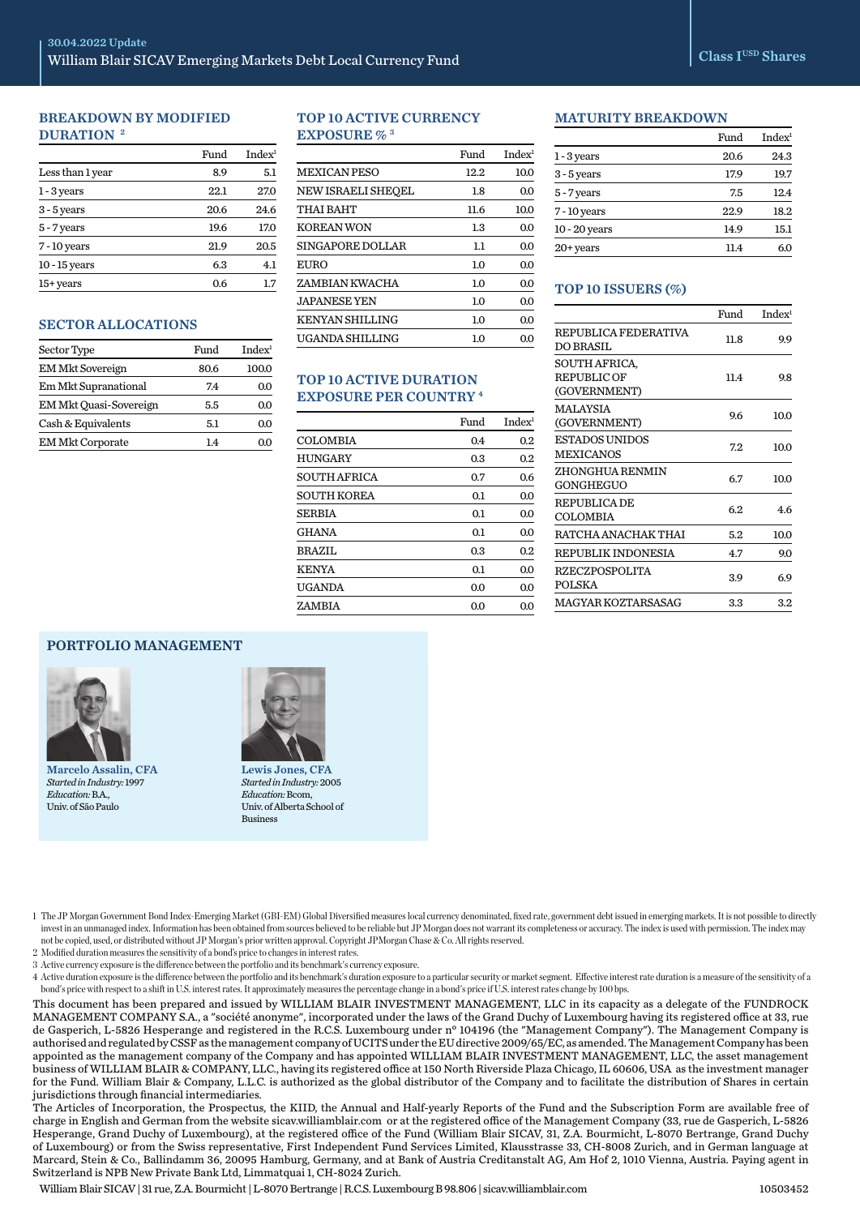30.04.2022 Update

William Blair SICAV Emerging Markets Debt Local Currency Fund

Class I[USD] Shares

## BREAKDOWN BY MODIFIED DURATION [2]

| | Fund | Index[1] |
|---|---|---|
| Less than 1 year | 8.9 | 5.1 |
| 1 - 3 years | 22.1 | 27.0 |
| 3 - 5 years | 20.6 | 24.6 |
| 5 - 7 years | 19.6 | 17.0 |
| 7 - 10 years | 21.9 | 20.5 |
| 10 - 15 years | 6.3 | 4.1 |
| 15+ years | 0.6 | 1.7 |

## SECTOR ALLOCATIONS

| Sector Type | Fund | Index[1] |
|---|---|---|
| EM Mkt Sovereign | 80.6 | 100.0 |
| Em Mkt Supranational | 7.4 | 0.0 |
| EM Mkt Quasi-Sovereign | 5.5 | 0.0 |
| Cash & Equivalents | 5.1 | 0.0 |
| EM Mkt Corporate | 1.4 | 0.0 |

## TOP 10 ACTIVE CURRENCY EXPOSURE % [3]

| | Fund | Index[1] |
|---|---|---|
| MEXICAN PESO | 12.2 | 10.0 |
| NEW ISRAELI SHEQEL | 1.8 | 0.0 |
| THAI BAHT | 11.6 | 10.0 |
| KOREAN WON | 1.3 | 0.0 |
| SINGAPORE DOLLAR | 1.1 | 0.0 |
| EURO | 1.0 | 0.0 |
| ZAMBIAN KWACHA | 1.0 | 0.0 |
| JAPANESE YEN | 1.0 | 0.0 |
| KENYAN SHILLING | 1.0 | 0.0 |
| UGANDA SHILLING | 1.0 | 0.0 |

## TOP 10 ACTIVE DURATION EXPOSURE PER COUNTRY [4]

| | Fund | Index[1] |
|---|---|---|
| COLOMBIA | 0.4 | 0.2 |
| HUNGARY | 0.3 | 0.2 |
| SOUTH AFRICA | 0.7 | 0.6 |
| SOUTH KOREA | 0.1 | 0.0 |
| SERBIA | 0.1 | 0.0 |
| GHANA | 0.1 | 0.0 |
| BRAZIL | 0.3 | 0.2 |
| KENYA | 0.1 | 0.0 |
| UGANDA | 0.0 | 0.0 |
| ZAMBIA | 0.0 | 0.0 |

## MATURITY BREAKDOWN

| | Fund | Index[1] |
|---|---|---|
| 1 - 3 years | 20.6 | 24.3 |
| 3 - 5 years | 17.9 | 19.7 |
| 5 - 7 years | 7.5 | 12.4 |
| 7 - 10 years | 22.9 | 18.2 |
| 10 - 20 years | 14.9 | 15.1 |
| 20+ years | 11.4 | 6.0 |

## TOP 10 ISSUERS (%)

| | Fund | Index[1] |
|---|---|---|
| REPUBLICA FEDERATIVA DO BRASIL | 11.8 | 9.9 |
| SOUTH AFRICA, REPUBLIC OF (GOVERNMENT) | 11.4 | 9.8 |
| MALAYSIA (GOVERNMENT) | 9.6 | 10.0 |
| ESTADOS UNIDOS MEXICANOS | 7.2 | 10.0 |
| ZHONGHUA RENMIN GONGHEGUO | 6.7 | 10.0 |
| REPUBLICA DE COLOMBIA | 6.2 | 4.6 |
| RATCHA ANACHAK THAI | 5.2 | 10.0 |
| REPUBLIK INDONESIA | 4.7 | 9.0 |
| RZECZPOSPOLITA POLSKA | 3.9 | 6.9 |
| MAGYAR KOZTARSASAG | 3.3 | 3.2 |

## PORTFOLIO MANAGEMENT

**Marcelo Assalin, CFA**
*Started in Industry:* 1997
*Education:* B.A., Univ. of São Paulo

**Lewis Jones, CFA**
*Started in Industry:* 2005
*Education:* Bcom, Univ. of Alberta School of Business

1 The JP Morgan Government Bond Index-Emerging Market (GBI-EM) Global Diversified measures local currency denominated, fixed rate, government debt issued in emerging markets. It is not possible to directly invest in an unmanaged index. Information has been obtained from sources believed to be reliable but JP Morgan does not warrant its completeness or accuracy. The index is used with permission. The index may not be copied, used, or distributed without JP Morgan's prior written approval. Copyright JPMorgan Chase & Co. All rights reserved.
2 Modified duration measures the sensitivity of a bond's price to changes in interest rates.
3 Active currency exposure is the difference between the portfolio and its benchmark's currency exposure.
4 Active duration exposure is the difference between the portfolio and its benchmark's duration exposure to a particular security or market segment. Effective interest rate duration is a measure of the sensitivity of a bond's price with respect to a shift in U.S. interest rates. It approximately measures the percentage change in a bond's price if U.S. interest rates change by 100 bps.

This document has been prepared and issued by WILLIAM BLAIR INVESTMENT MANAGEMENT, LLC in its capacity as a delegate of the FUNDROCK MANAGEMENT COMPANY S.A., a "société anonyme", incorporated under the laws of the Grand Duchy of Luxembourg having its registered office at 33, rue de Gasperich, L-5826 Hesperange and registered in the R.C.S. Luxembourg under n° 104196 (the "Management Company"). The Management Company is authorised and regulated by CSSF as the management company of UCITS under the EU directive 2009/65/EC, as amended. The Management Company has been appointed as the management company of the Company and has appointed WILLIAM BLAIR INVESTMENT MANAGEMENT, LLC, the asset management business of WILLIAM BLAIR & COMPANY, LLC., having its registered office at 150 North Riverside Plaza Chicago, IL 60606, USA as the investment manager for the Fund. William Blair & Company, L.L.C. is authorized as the global distributor of the Company and to facilitate the distribution of Shares in certain jurisdictions through financial intermediaries.
The Articles of Incorporation, the Prospectus, the KIID, the Annual and Half-yearly Reports of the Fund and the Subscription Form are available free of charge in English and German from the website sicav.williamblair.com or at the registered office of the Management Company (33, rue de Gasperich, L-5826 Hesperange, Grand Duchy of Luxembourg), at the registered office of the Fund (William Blair SICAV, 31, Z.A. Bourmicht, L-8070 Bertrange, Grand Duchy of Luxembourg) or from the Swiss representative, First Independent Fund Services Limited, Klausstrasse 33, CH-8008 Zurich, and in German language at Marcard, Stein & Co., Ballindamm 36, 20095 Hamburg, Germany, and at Bank of Austria Creditanstalt AG, Am Hof 2, 1010 Vienna, Austria. Paying agent in Switzerland is NPB New Private Bank Ltd, Limmatquai 1, CH-8024 Zurich.

William Blair SICAV | 31 rue, Z.A. Bourmicht | L-8070 Bertrange | R.C.S. Luxembourg B 98.806 | sicav.williamblair.com 10503452